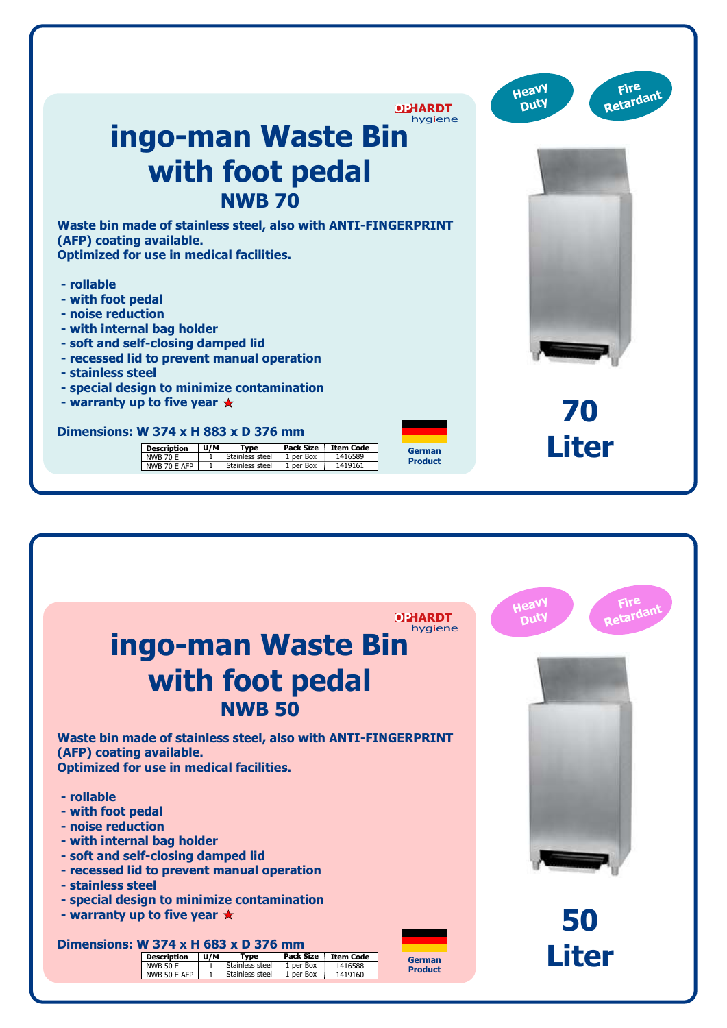OPHARDT hygiene

# ingo-man Waste Bin with foot pedal

## NWB 70

Heavy Duty

Fire Retardant

**Waste bin made of stainless steel, also with ANTI-FINGERPRINT (AFP) coating available.**
**Optimized for use in medical facilities.**

- rollable
- with foot pedal
- noise reduction
- with internal bag holder
- soft and self-closing damped lid
- recessed lid to prevent manual operation
- stainless steel
- special design to minimize contamination
- warranty up to five year ★

**Dimensions: W 374 x H 883 x D 376 mm**

| Description | U/M | Type | Pack Size | Item Code |
|---|---|---|---|---|
| NWB 70 E | 1 | Stainless steel | 1 per Box | 1416589 |
| NWB 70 E AFP | 1 | Stainless steel | 1 per Box | 1419161 |

German Product

**70 Liter**

---

OPHARDT hygiene

# ingo-man Waste Bin with foot pedal

## NWB 50

Heavy Duty

Fire Retardant

**Waste bin made of stainless steel, also with ANTI-FINGERPRINT (AFP) coating available.**
**Optimized for use in medical facilities.**

- rollable
- with foot pedal
- noise reduction
- with internal bag holder
- soft and self-closing damped lid
- recessed lid to prevent manual operation
- stainless steel
- special design to minimize contamination
- warranty up to five year ★

**Dimensions: W 374 x H 683 x D 376 mm**

| Description | U/M | Type | Pack Size | Item Code |
|---|---|---|---|---|
| NWB 50 E | 1 | Stainless steel | 1 per Box | 1416588 |
| NWB 50 E AFP | 1 | Stainless steel | 1 per Box | 1419160 |

German Product

**50 Liter**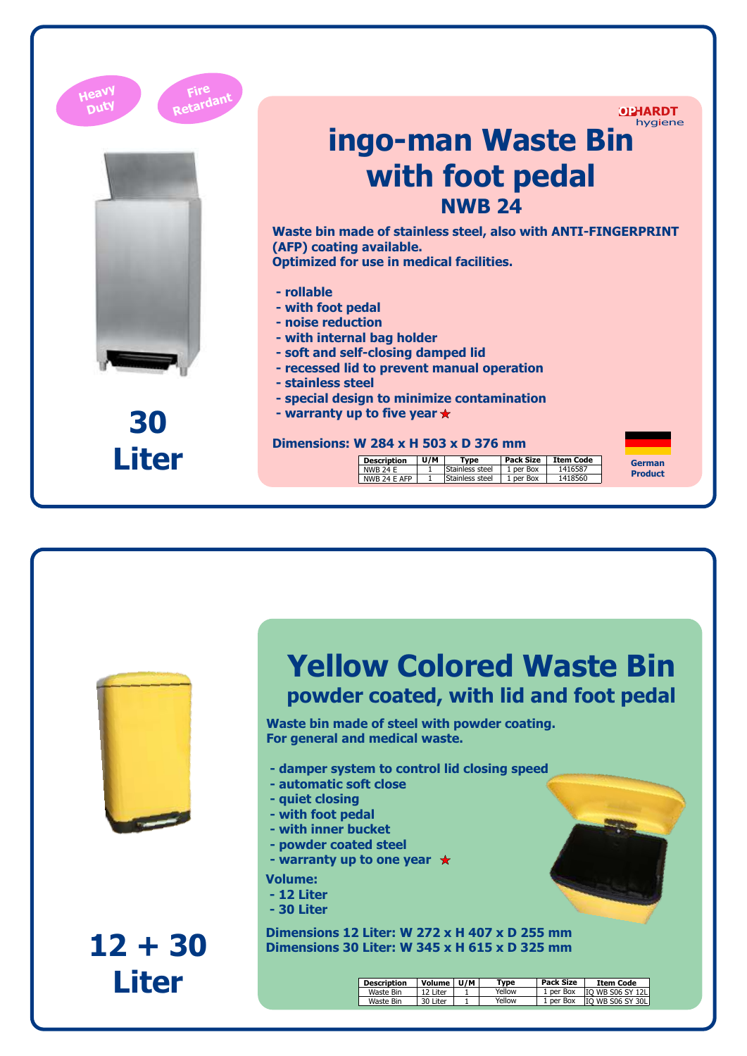Heavy Duty

Fire Retardant

OPHARDT hygiene

# ingo-man Waste Bin with foot pedal

## NWB 24

**Waste bin made of stainless steel, also with ANTI-FINGERPRINT (AFP) coating available.**
**Optimized for use in medical facilities.**

- rollable
- with foot pedal
- noise reduction
- with internal bag holder
- soft and self-closing damped lid
- recessed lid to prevent manual operation
- stainless steel
- special design to minimize contamination
- warranty up to five year ★

**Dimensions: W 284 x H 503 x D 376 mm**

| Description | U/M | Type | Pack Size | Item Code |
|---|---|---|---|---|
| NWB 24 E | 1 | Stainless steel | 1 per Box | 1416587 |
| NWB 24 E AFP | 1 | Stainless steel | 1 per Box | 1418560 |

German Product

**30 Liter**

# Yellow Colored Waste Bin

## powder coated, with lid and foot pedal

**Waste bin made of steel with powder coating.**
**For general and medical waste.**

- damper system to control lid closing speed
- automatic soft close
- quiet closing
- with foot pedal
- with inner bucket
- powder coated steel
- warranty up to one year ★

**Volume:**

- 12 Liter
- 30 Liter

**Dimensions 12 Liter: W 272 x H 407 x D 255 mm**
**Dimensions 30 Liter: W 345 x H 615 x D 325 mm**

| Description | Volume | U/M | Type | Pack Size | Item Code |
|---|---|---|---|---|---|
| Waste Bin | 12 Liter | 1 | Yellow | 1 per Box | IQ WB S06 SY 12L |
| Waste Bin | 30 Liter | 1 | Yellow | 1 per Box | IQ WB S06 SY 30L |

**12 + 30 Liter**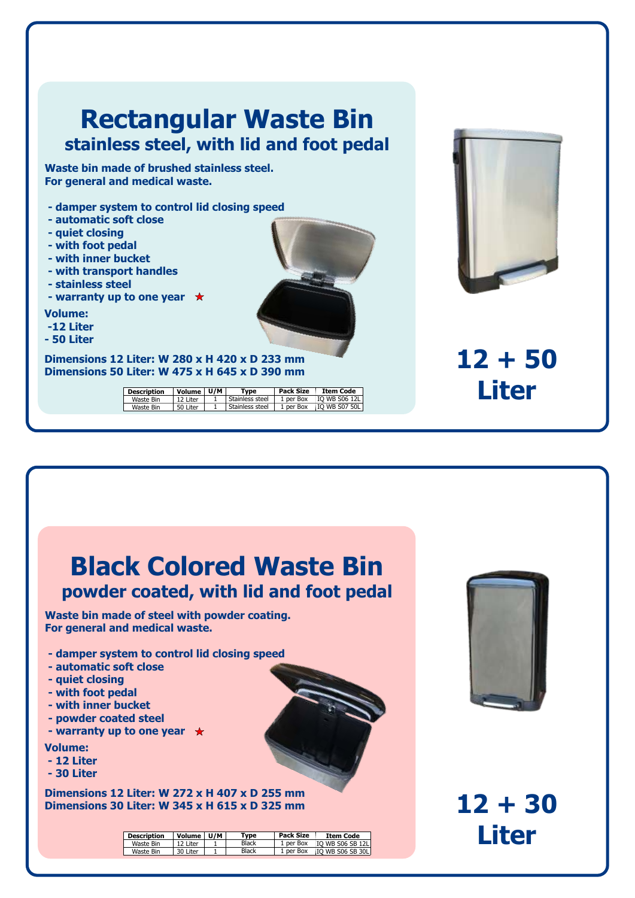# Rectangular Waste Bin

## stainless steel, with lid and foot pedal

**Waste bin made of brushed stainless steel.**
**For general and medical waste.**

- damper system to control lid closing speed
- automatic soft close
- quiet closing
- with foot pedal
- with inner bucket
- with transport handles
- stainless steel
- warranty up to one year ★

**Volume:**
- 12 Liter
- 50 Liter

**Dimensions 12 Liter: W 280 x H 420 x D 233 mm**
**Dimensions 50 Liter: W 475 x H 645 x D 390 mm**

| Description | Volume | U/M | Type | Pack Size | Item Code |
|---|---|---|---|---|---|
| Waste Bin | 12 Liter | 1 | Stainless steel | 1 per Box | IQ WB S06 12L |
| Waste Bin | 50 Liter | 1 | Stainless steel | 1 per Box | IQ WB S07 50L |

**12 + 50 Liter**

# Black Colored Waste Bin

## powder coated, with lid and foot pedal

**Waste bin made of steel with powder coating.**
**For general and medical waste.**

- damper system to control lid closing speed
- automatic soft close
- quiet closing
- with foot pedal
- with inner bucket
- powder coated steel
- warranty up to one year ★

**Volume:**
- 12 Liter
- 30 Liter

**Dimensions 12 Liter: W 272 x H 407 x D 255 mm**
**Dimensions 30 Liter: W 345 x H 615 x D 325 mm**

| Description | Volume | U/M | Type | Pack Size | Item Code |
|---|---|---|---|---|---|
| Waste Bin | 12 Liter | 1 | Black | 1 per Box | IQ WB S06 SB 12L |
| Waste Bin | 30 Liter | 1 | Black | 1 per Box | IQ WB S06 SB 30L |

**12 + 30 Liter**